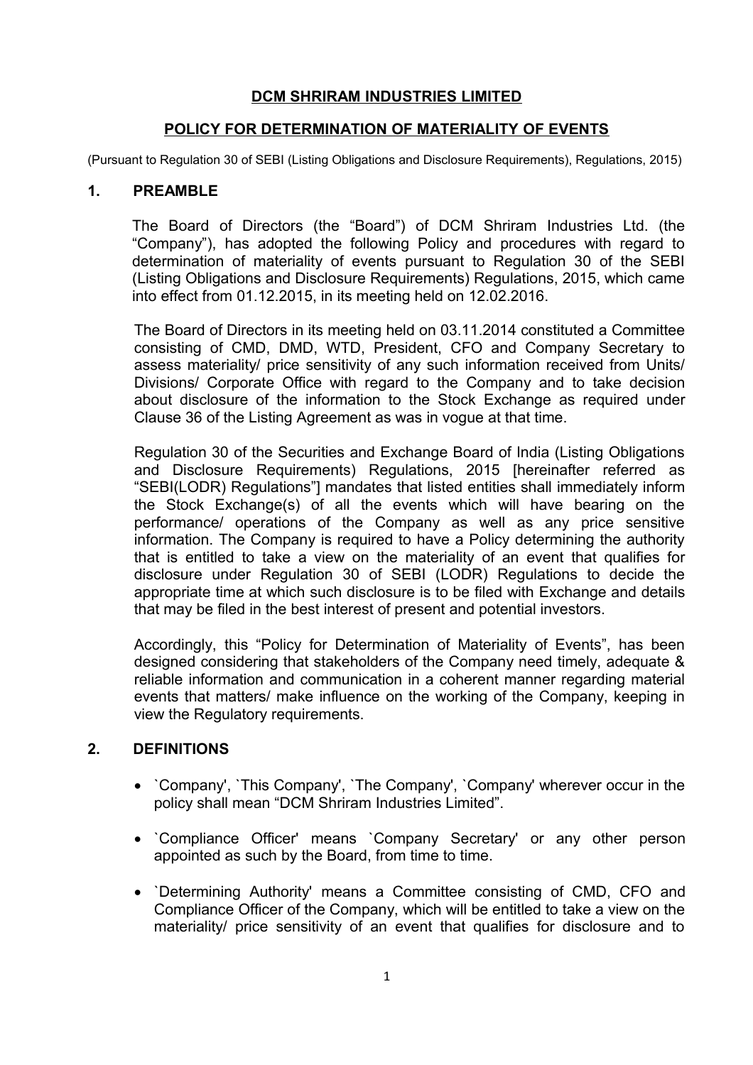# DCM SHRIRAM INDUSTRIES LIMITED

## POLICY FOR DETERMINATION OF MATERIALITY OF EVENTS

(Pursuant to Regulation 30 of SEBI (Listing Obligations and Disclosure Requirements), Regulations, 2015)

### 1. PREAMBLE

The Board of Directors (the "Board") of DCM Shriram Industries Ltd. (the "Company"), has adopted the following Policy and procedures with regard to determination of materiality of events pursuant to Regulation 30 of the SEBI (Listing Obligations and Disclosure Requirements) Regulations, 2015, which came into effect from 01.12.2015, in its meeting held on 12.02.2016.

The Board of Directors in its meeting held on 03.11.2014 constituted a Committee consisting of CMD, DMD, WTD, President, CFO and Company Secretary to assess materiality/ price sensitivity of any such information received from Units/ Divisions/ Corporate Office with regard to the Company and to take decision about disclosure of the information to the Stock Exchange as required under Clause 36 of the Listing Agreement as was in vogue at that time.

Regulation 30 of the Securities and Exchange Board of India (Listing Obligations and Disclosure Requirements) Regulations, 2015 [hereinafter referred as "SEBI(LODR) Regulations"] mandates that listed entities shall immediately inform the Stock Exchange(s) of all the events which will have bearing on the performance/ operations of the Company as well as any price sensitive information. The Company is required to have a Policy determining the authority that is entitled to take a view on the materiality of an event that qualifies for disclosure under Regulation 30 of SEBI (LODR) Regulations to decide the appropriate time at which such disclosure is to be filed with Exchange and details that may be filed in the best interest of present and potential investors.

Accordingly, this "Policy for Determination of Materiality of Events", has been designed considering that stakeholders of the Company need timely, adequate & reliable information and communication in a coherent manner regarding material events that matters/ make influence on the working of the Company, keeping in view the Regulatory requirements.

### 2. DEFINITIONS

- `Company', `This Company', `The Company', `Company' wherever occur in the policy shall mean "DCM Shriram Industries Limited".
- `Compliance Officer' means `Company Secretary' or any other person appointed as such by the Board, from time to time.
- `Determining Authority' means a Committee consisting of CMD, CFO and Compliance Officer of the Company, which will be entitled to take a view on the materiality/ price sensitivity of an event that qualifies for disclosure and to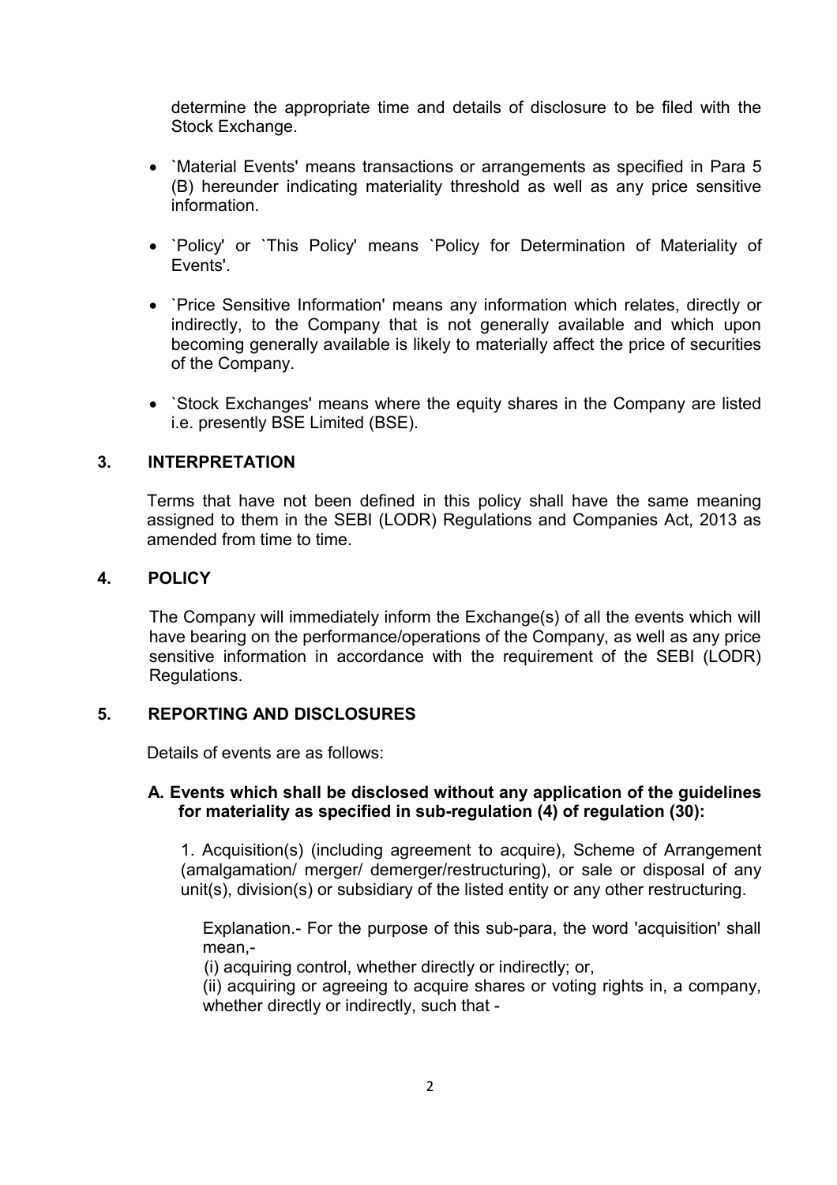determine the appropriate time and details of disclosure to be filed with the Stock Exchange.

- `Material Events' means transactions or arrangements as specified in Para 5 (B) hereunder indicating materiality threshold as well as any price sensitive information.

- `Policy' or `This Policy' means `Policy for Determination of Materiality of Events'.

- `Price Sensitive Information' means any information which relates, directly or indirectly, to the Company that is not generally available and which upon becoming generally available is likely to materially affect the price of securities of the Company.

- `Stock Exchanges' means where the equity shares in the Company are listed i.e. presently BSE Limited (BSE).

## 3. INTERPRETATION

Terms that have not been defined in this policy shall have the same meaning assigned to them in the SEBI (LODR) Regulations and Companies Act, 2013 as amended from time to time.

## 4. POLICY

The Company will immediately inform the Exchange(s) of all the events which will have bearing on the performance/operations of the Company, as well as any price sensitive information in accordance with the requirement of the SEBI (LODR) Regulations.

## 5. REPORTING AND DISCLOSURES

Details of events are as follows:

### A. Events which shall be disclosed without any application of the guidelines for materiality as specified in sub-regulation (4) of regulation (30):

1. Acquisition(s) (including agreement to acquire), Scheme of Arrangement (amalgamation/ merger/ demerger/restructuring), or sale or disposal of any unit(s), division(s) or subsidiary of the listed entity or any other restructuring.

Explanation.- For the purpose of this sub-para, the word 'acquisition' shall mean,-

(i) acquiring control, whether directly or indirectly; or,

(ii) acquiring or agreeing to acquire shares or voting rights in, a company, whether directly or indirectly, such that -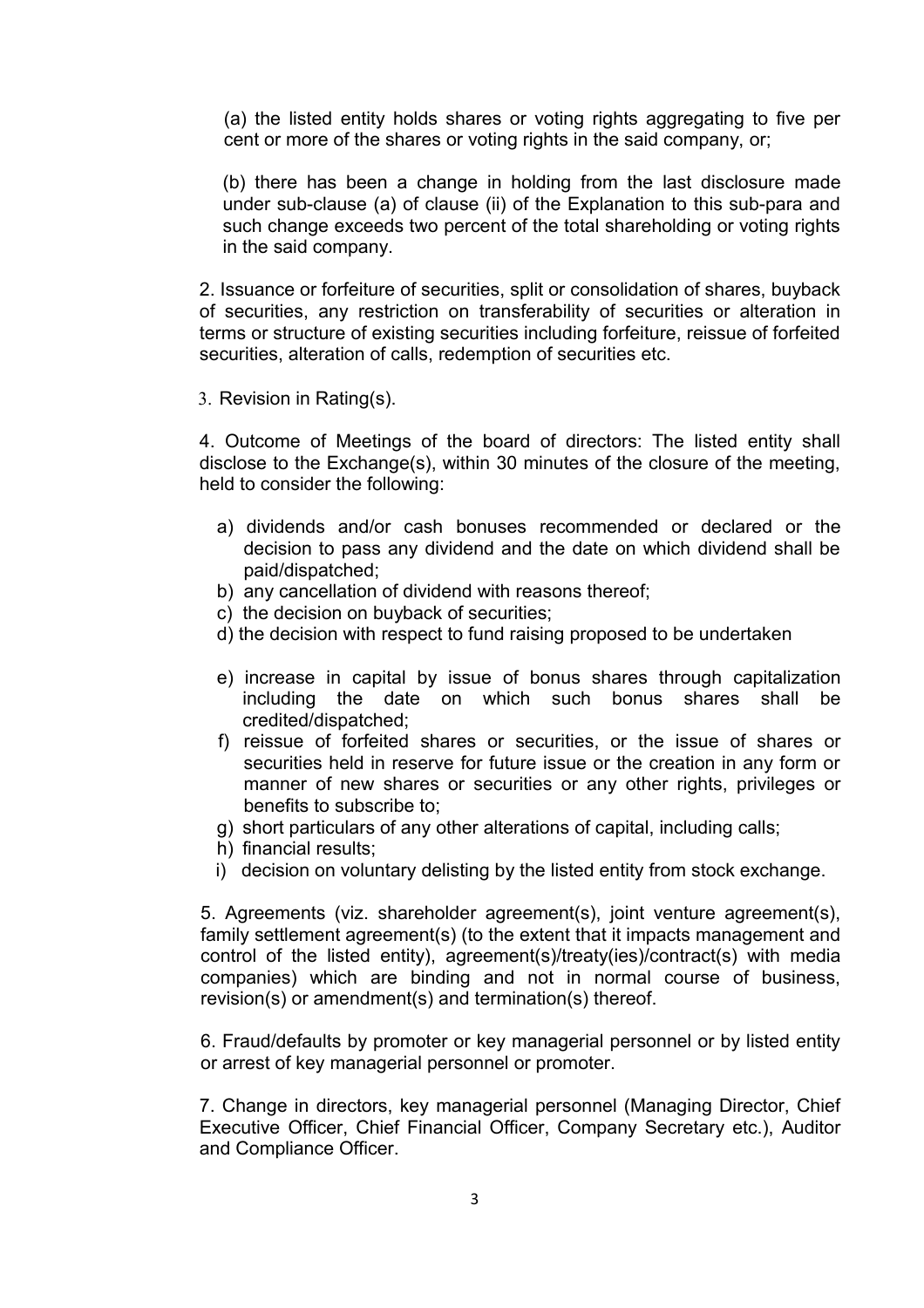(a) the listed entity holds shares or voting rights aggregating to five per cent or more of the shares or voting rights in the said company, or;

(b) there has been a change in holding from the last disclosure made under sub-clause (a) of clause (ii) of the Explanation to this sub-para and such change exceeds two percent of the total shareholding or voting rights in the said company.

2. Issuance or forfeiture of securities, split or consolidation of shares, buyback of securities, any restriction on transferability of securities or alteration in terms or structure of existing securities including forfeiture, reissue of forfeited securities, alteration of calls, redemption of securities etc.

3. Revision in Rating(s).

4. Outcome of Meetings of the board of directors: The listed entity shall disclose to the Exchange(s), within 30 minutes of the closure of the meeting, held to consider the following:

a) dividends and/or cash bonuses recommended or declared or the decision to pass any dividend and the date on which dividend shall be paid/dispatched;
b) any cancellation of dividend with reasons thereof;
c) the decision on buyback of securities;
d) the decision with respect to fund raising proposed to be undertaken
e) increase in capital by issue of bonus shares through capitalization including the date on which such bonus shares shall be credited/dispatched;
f) reissue of forfeited shares or securities, or the issue of shares or securities held in reserve for future issue or the creation in any form or manner of new shares or securities or any other rights, privileges or benefits to subscribe to;
g) short particulars of any other alterations of capital, including calls;
h) financial results;
i) decision on voluntary delisting by the listed entity from stock exchange.

5. Agreements (viz. shareholder agreement(s), joint venture agreement(s), family settlement agreement(s) (to the extent that it impacts management and control of the listed entity), agreement(s)/treaty(ies)/contract(s) with media companies) which are binding and not in normal course of business, revision(s) or amendment(s) and termination(s) thereof.

6. Fraud/defaults by promoter or key managerial personnel or by listed entity or arrest of key managerial personnel or promoter.

7. Change in directors, key managerial personnel (Managing Director, Chief Executive Officer, Chief Financial Officer, Company Secretary etc.), Auditor and Compliance Officer.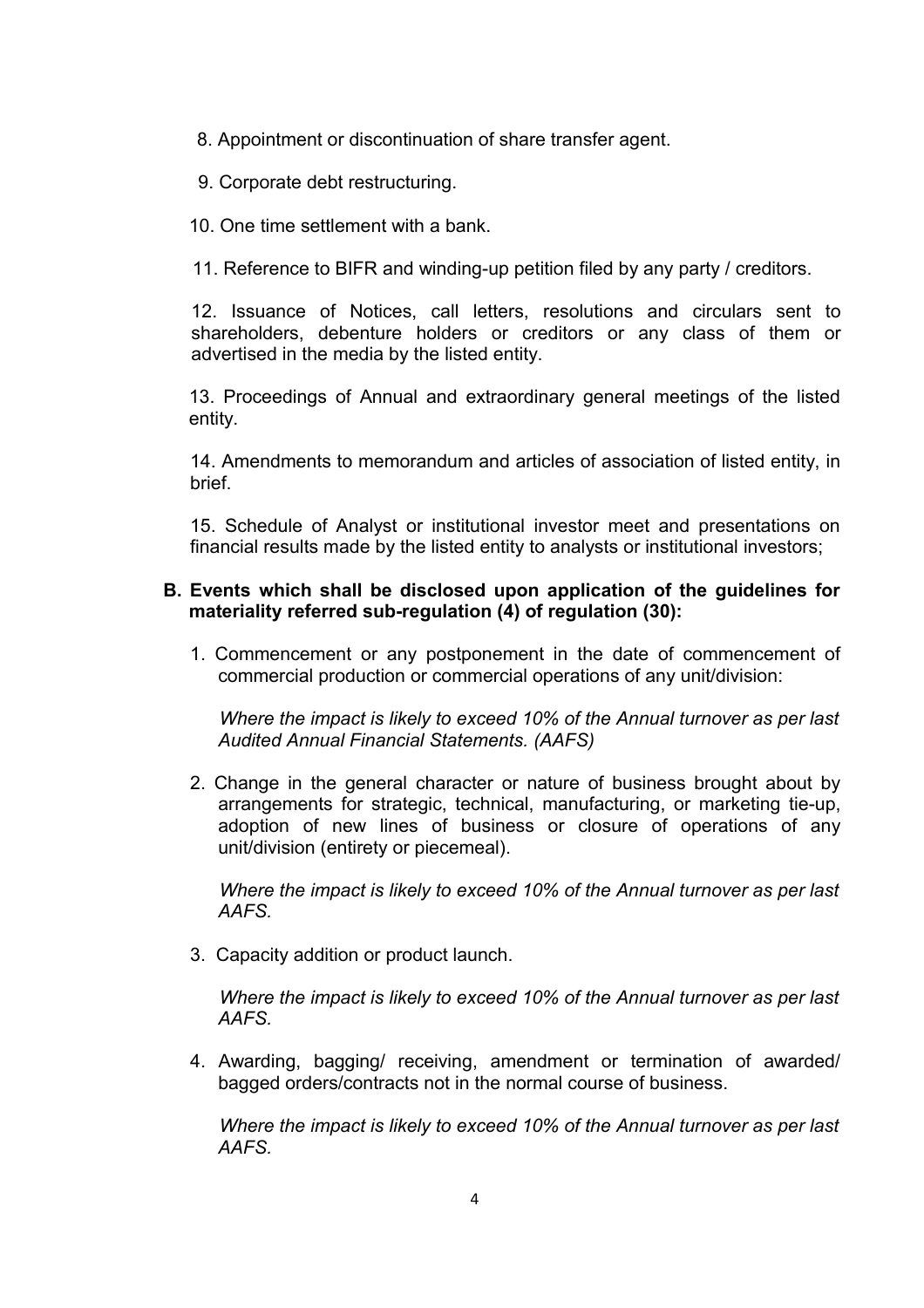8. Appointment or discontinuation of share transfer agent.

9. Corporate debt restructuring.

10. One time settlement with a bank.

11. Reference to BIFR and winding-up petition filed by any party / creditors.

12. Issuance of Notices, call letters, resolutions and circulars sent to shareholders, debenture holders or creditors or any class of them or advertised in the media by the listed entity.

13. Proceedings of Annual and extraordinary general meetings of the listed entity.

14. Amendments to memorandum and articles of association of listed entity, in brief.

15. Schedule of Analyst or institutional investor meet and presentations on financial results made by the listed entity to analysts or institutional investors;

**B. Events which shall be disclosed upon application of the guidelines for materiality referred sub-regulation (4) of regulation (30):**

1. Commencement or any postponement in the date of commencement of commercial production or commercial operations of any unit/division:

   *Where the impact is likely to exceed 10% of the Annual turnover as per last Audited Annual Financial Statements. (AAFS)*

2. Change in the general character or nature of business brought about by arrangements for strategic, technical, manufacturing, or marketing tie-up, adoption of new lines of business or closure of operations of any unit/division (entirety or piecemeal).

   *Where the impact is likely to exceed 10% of the Annual turnover as per last AAFS.*

3. Capacity addition or product launch.

   *Where the impact is likely to exceed 10% of the Annual turnover as per last AAFS.*

4. Awarding, bagging/ receiving, amendment or termination of awarded/ bagged orders/contracts not in the normal course of business.

   *Where the impact is likely to exceed 10% of the Annual turnover as per last AAFS.*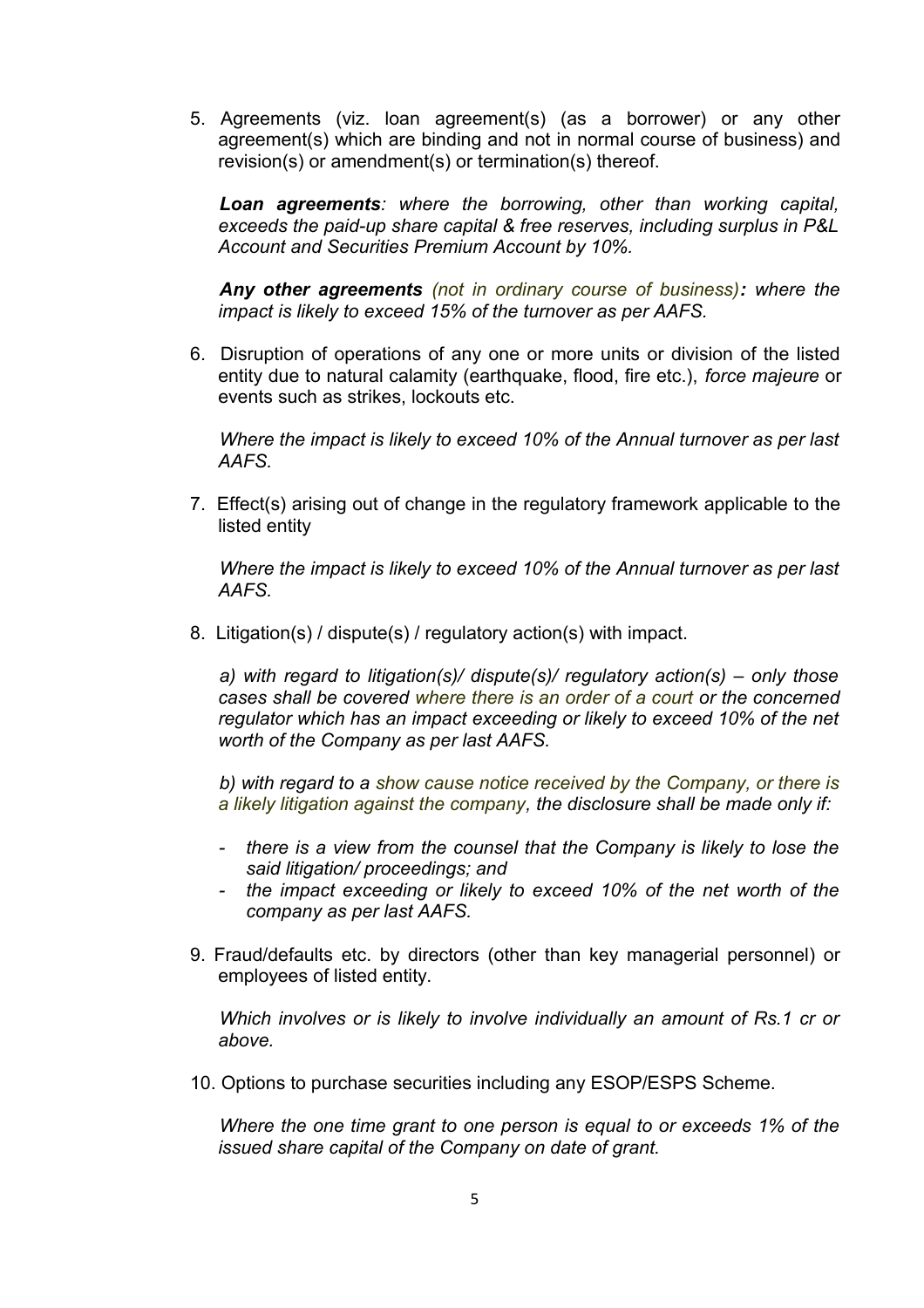5. Agreements (viz. loan agreement(s) (as a borrower) or any other agreement(s) which are binding and not in normal course of business) and revision(s) or amendment(s) or termination(s) thereof.

   ***Loan agreements****: where the borrowing, other than working capital, exceeds the paid-up share capital & free reserves, including surplus in P&L Account and Securities Premium Account by 10%.*

   ***Any other agreements*** *(not in ordinary course of business)**:** where the impact is likely to exceed 15% of the turnover as per AAFS.*

6. Disruption of operations of any one or more units or division of the listed entity due to natural calamity (earthquake, flood, fire etc.), *force majeure* or events such as strikes, lockouts etc.

   *Where the impact is likely to exceed 10% of the Annual turnover as per last AAFS.*

7. Effect(s) arising out of change in the regulatory framework applicable to the listed entity

   *Where the impact is likely to exceed 10% of the Annual turnover as per last AAFS.*

8. Litigation(s) / dispute(s) / regulatory action(s) with impact.

   *a) with regard to litigation(s)/ dispute(s)/ regulatory action(s) – only those cases shall be covered where there is an order of a court or the concerned regulator which has an impact exceeding or likely to exceed 10% of the net worth of the Company as per last AAFS.*

   *b) with regard to a show cause notice received by the Company, or there is a likely litigation against the company, the disclosure shall be made only if:*

   - *there is a view from the counsel that the Company is likely to lose the said litigation/ proceedings; and*
   - *the impact exceeding or likely to exceed 10% of the net worth of the company as per last AAFS.*

9. Fraud/defaults etc. by directors (other than key managerial personnel) or employees of listed entity.

   *Which involves or is likely to involve individually an amount of Rs.1 cr or above.*

10. Options to purchase securities including any ESOP/ESPS Scheme.

    *Where the one time grant to one person is equal to or exceeds 1% of the issued share capital of the Company on date of grant.*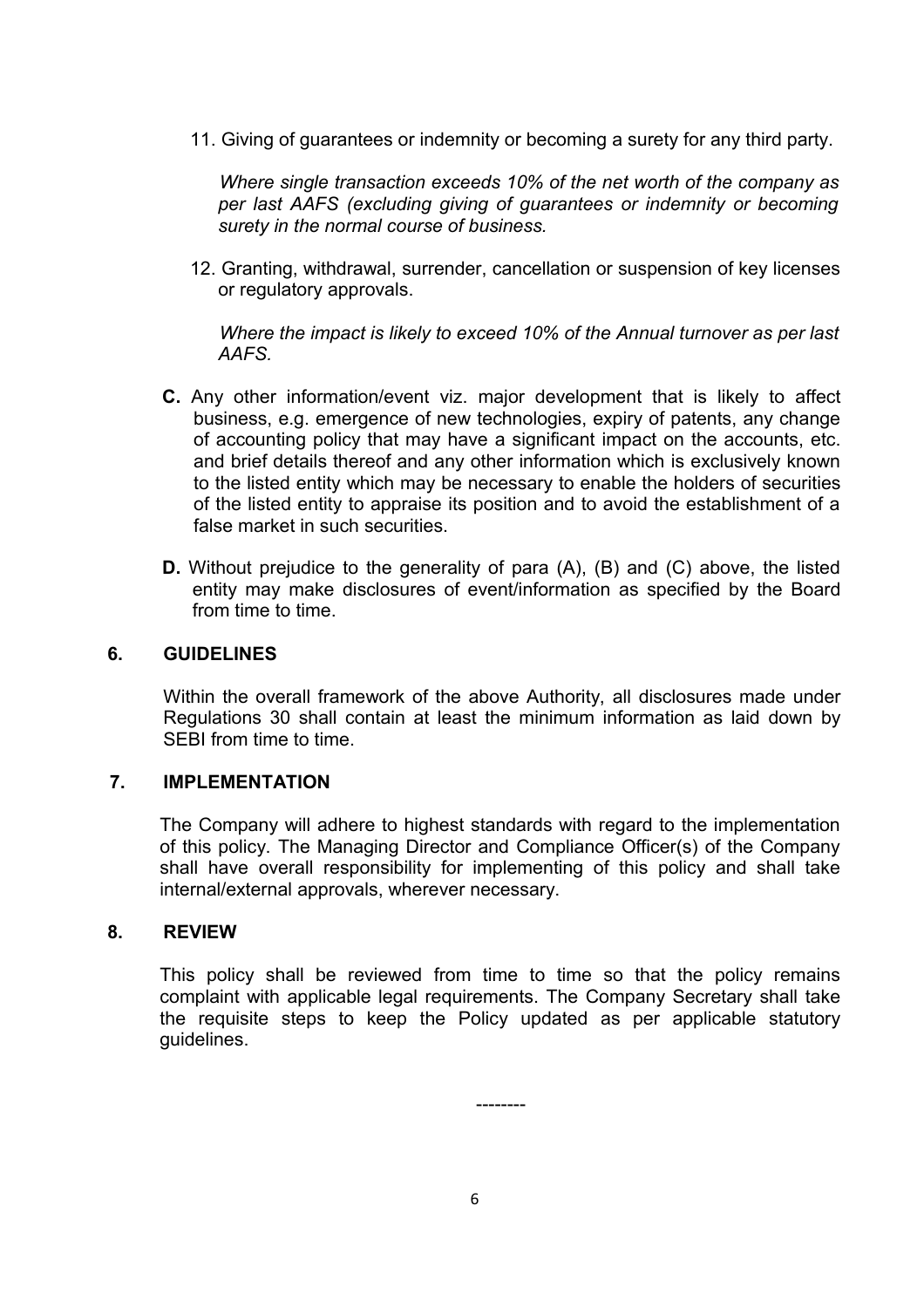11. Giving of guarantees or indemnity or becoming a surety for any third party.

    *Where single transaction exceeds 10% of the net worth of the company as per last AAFS (excluding giving of guarantees or indemnity or becoming surety in the normal course of business.*

12. Granting, withdrawal, surrender, cancellation or suspension of key licenses or regulatory approvals.

    *Where the impact is likely to exceed 10% of the Annual turnover as per last AAFS.*

**C.** Any other information/event viz. major development that is likely to affect business, e.g. emergence of new technologies, expiry of patents, any change of accounting policy that may have a significant impact on the accounts, etc. and brief details thereof and any other information which is exclusively known to the listed entity which may be necessary to enable the holders of securities of the listed entity to appraise its position and to avoid the establishment of a false market in such securities.

**D.** Without prejudice to the generality of para (A), (B) and (C) above, the listed entity may make disclosures of event/information as specified by the Board from time to time.

## 6. GUIDELINES

Within the overall framework of the above Authority, all disclosures made under Regulations 30 shall contain at least the minimum information as laid down by SEBI from time to time.

## 7. IMPLEMENTATION

The Company will adhere to highest standards with regard to the implementation of this policy. The Managing Director and Compliance Officer(s) of the Company shall have overall responsibility for implementing of this policy and shall take internal/external approvals, wherever necessary.

## 8. REVIEW

This policy shall be reviewed from time to time so that the policy remains complaint with applicable legal requirements. The Company Secretary shall take the requisite steps to keep the Policy updated as per applicable statutory guidelines.

--------